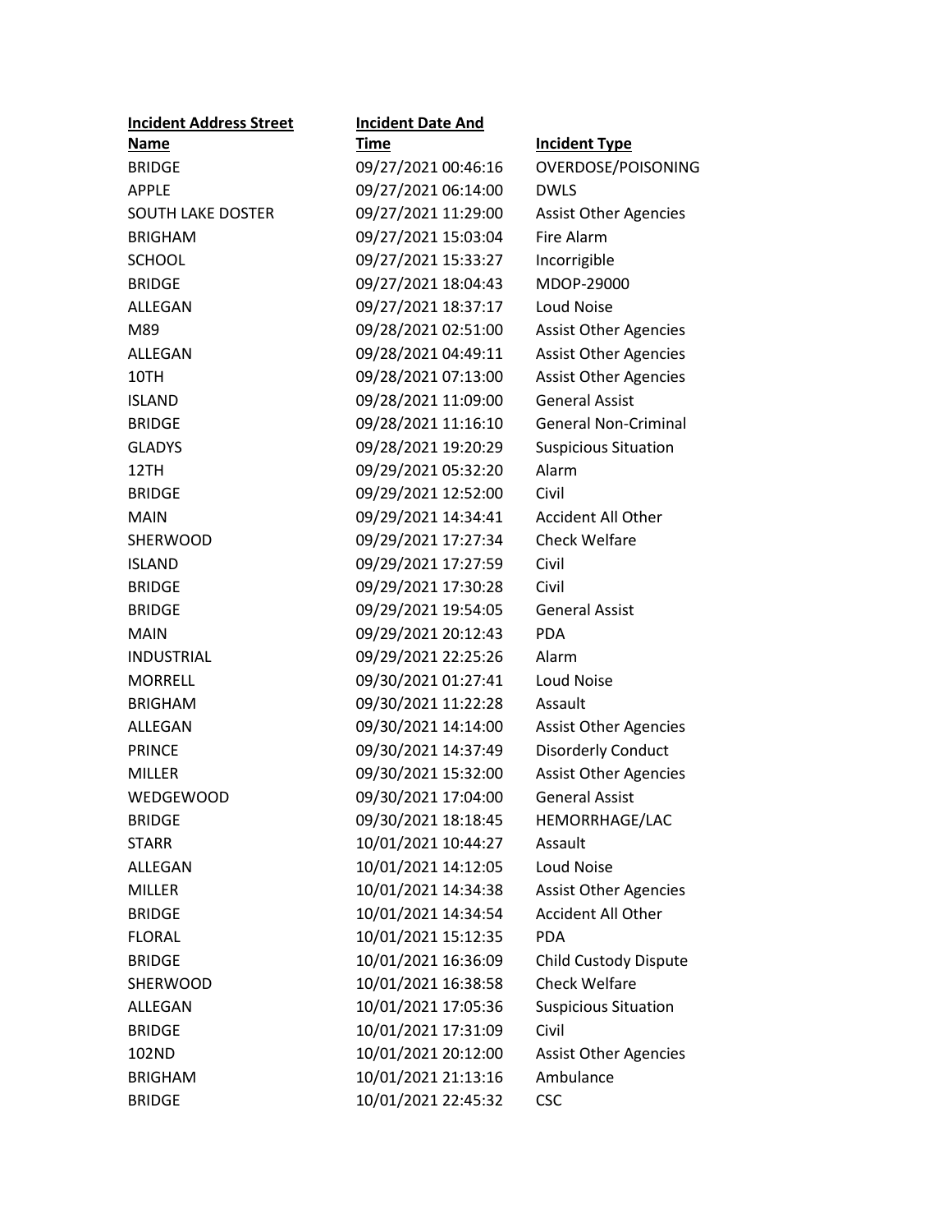| Incident Address Street Name | Incident Date And Time | Incident Type |
|---|---|---|
| BRIDGE | 09/27/2021 00:46:16 | OVERDOSE/POISONING |
| APPLE | 09/27/2021 06:14:00 | DWLS |
| SOUTH LAKE DOSTER | 09/27/2021 11:29:00 | Assist Other Agencies |
| BRIGHAM | 09/27/2021 15:03:04 | Fire Alarm |
| SCHOOL | 09/27/2021 15:33:27 | Incorrigible |
| BRIDGE | 09/27/2021 18:04:43 | MDOP-29000 |
| ALLEGAN | 09/27/2021 18:37:17 | Loud Noise |
| M89 | 09/28/2021 02:51:00 | Assist Other Agencies |
| ALLEGAN | 09/28/2021 04:49:11 | Assist Other Agencies |
| 10TH | 09/28/2021 07:13:00 | Assist Other Agencies |
| ISLAND | 09/28/2021 11:09:00 | General Assist |
| BRIDGE | 09/28/2021 11:16:10 | General Non-Criminal |
| GLADYS | 09/28/2021 19:20:29 | Suspicious Situation |
| 12TH | 09/29/2021 05:32:20 | Alarm |
| BRIDGE | 09/29/2021 12:52:00 | Civil |
| MAIN | 09/29/2021 14:34:41 | Accident All Other |
| SHERWOOD | 09/29/2021 17:27:34 | Check Welfare |
| ISLAND | 09/29/2021 17:27:59 | Civil |
| BRIDGE | 09/29/2021 17:30:28 | Civil |
| BRIDGE | 09/29/2021 19:54:05 | General Assist |
| MAIN | 09/29/2021 20:12:43 | PDA |
| INDUSTRIAL | 09/29/2021 22:25:26 | Alarm |
| MORRELL | 09/30/2021 01:27:41 | Loud Noise |
| BRIGHAM | 09/30/2021 11:22:28 | Assault |
| ALLEGAN | 09/30/2021 14:14:00 | Assist Other Agencies |
| PRINCE | 09/30/2021 14:37:49 | Disorderly Conduct |
| MILLER | 09/30/2021 15:32:00 | Assist Other Agencies |
| WEDGEWOOD | 09/30/2021 17:04:00 | General Assist |
| BRIDGE | 09/30/2021 18:18:45 | HEMORRHAGE/LAC |
| STARR | 10/01/2021 10:44:27 | Assault |
| ALLEGAN | 10/01/2021 14:12:05 | Loud Noise |
| MILLER | 10/01/2021 14:34:38 | Assist Other Agencies |
| BRIDGE | 10/01/2021 14:34:54 | Accident All Other |
| FLORAL | 10/01/2021 15:12:35 | PDA |
| BRIDGE | 10/01/2021 16:36:09 | Child Custody Dispute |
| SHERWOOD | 10/01/2021 16:38:58 | Check Welfare |
| ALLEGAN | 10/01/2021 17:05:36 | Suspicious Situation |
| BRIDGE | 10/01/2021 17:31:09 | Civil |
| 102ND | 10/01/2021 20:12:00 | Assist Other Agencies |
| BRIGHAM | 10/01/2021 21:13:16 | Ambulance |
| BRIDGE | 10/01/2021 22:45:32 | CSC |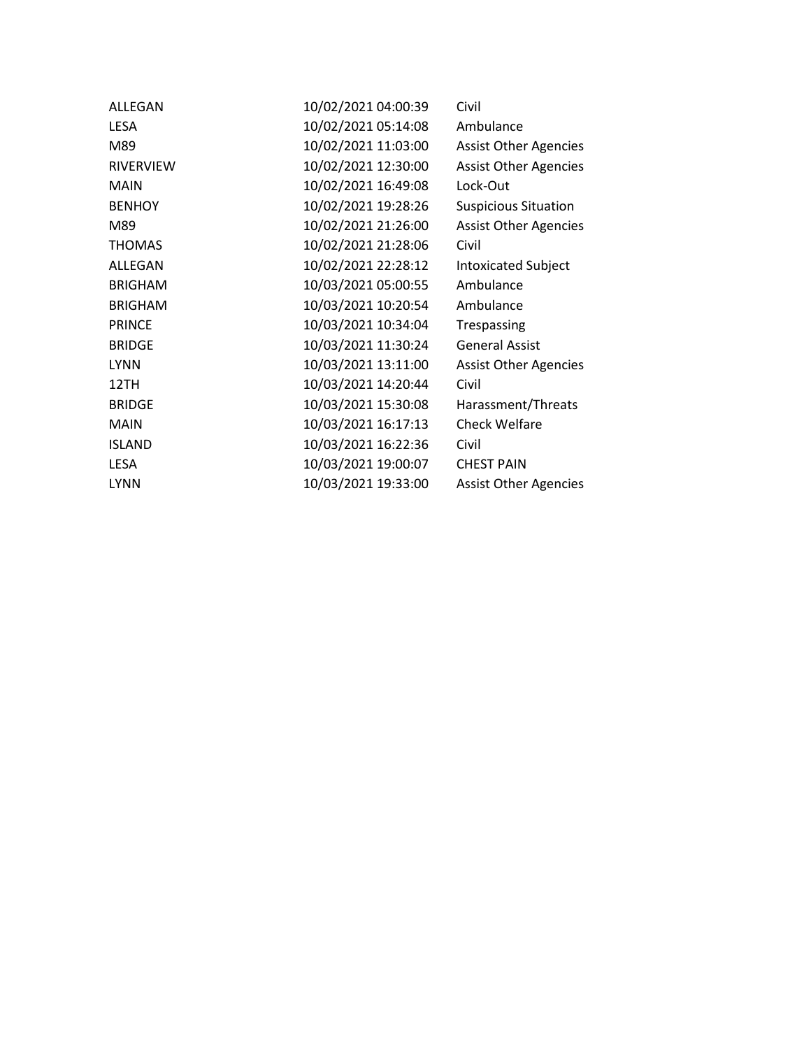| | | |
|---|---|---|
| ALLEGAN | 10/02/2021 04:00:39 | Civil |
| LESA | 10/02/2021 05:14:08 | Ambulance |
| M89 | 10/02/2021 11:03:00 | Assist Other Agencies |
| RIVERVIEW | 10/02/2021 12:30:00 | Assist Other Agencies |
| MAIN | 10/02/2021 16:49:08 | Lock-Out |
| BENHOY | 10/02/2021 19:28:26 | Suspicious Situation |
| M89 | 10/02/2021 21:26:00 | Assist Other Agencies |
| THOMAS | 10/02/2021 21:28:06 | Civil |
| ALLEGAN | 10/02/2021 22:28:12 | Intoxicated Subject |
| BRIGHAM | 10/03/2021 05:00:55 | Ambulance |
| BRIGHAM | 10/03/2021 10:20:54 | Ambulance |
| PRINCE | 10/03/2021 10:34:04 | Trespassing |
| BRIDGE | 10/03/2021 11:30:24 | General Assist |
| LYNN | 10/03/2021 13:11:00 | Assist Other Agencies |
| 12TH | 10/03/2021 14:20:44 | Civil |
| BRIDGE | 10/03/2021 15:30:08 | Harassment/Threats |
| MAIN | 10/03/2021 16:17:13 | Check Welfare |
| ISLAND | 10/03/2021 16:22:36 | Civil |
| LESA | 10/03/2021 19:00:07 | CHEST PAIN |
| LYNN | 10/03/2021 19:33:00 | Assist Other Agencies |